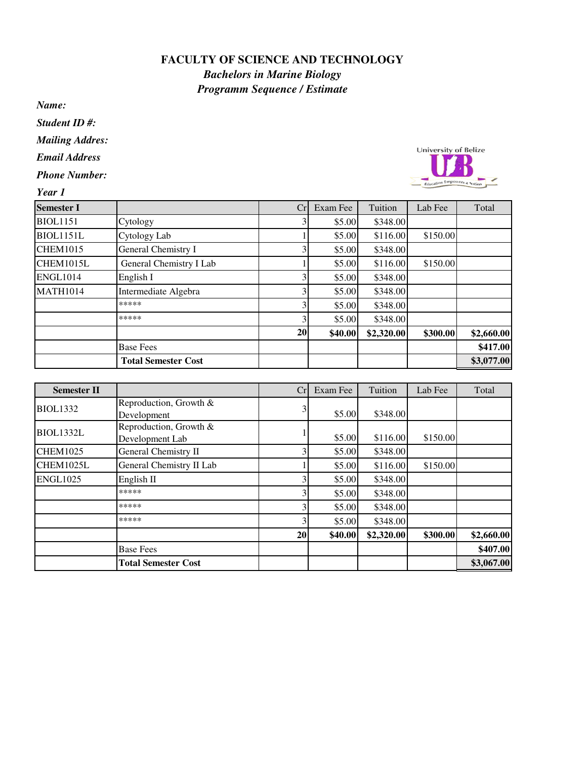# FACULTY OF SCIENCE AND TECHNOLOGY

## *Bachelors in Marine Biology*

## *Programm Sequence / Estimate*

***Name:***

***Student ID #:***

***Mailing Addres:***

***Email Address***

***Phone Number:***

***Year 1***

| **Semester I** | | Cr | Exam Fee | Tuition | Lab Fee | Total |
|---|---|---|---|---|---|---|
| BIOL1151 | Cytology | 3 | $5.00 | $348.00 | | |
| BIOL1151L | Cytology Lab | 1 | $5.00 | $116.00 | $150.00 | |
| CHEM1015 | General Chemistry I | 3 | $5.00 | $348.00 | | |
| CHEM1015L | General Chemistry I Lab | 1 | $5.00 | $116.00 | $150.00 | |
| ENGL1014 | English I | 3 | $5.00 | $348.00 | | |
| MATH1014 | Intermediate Algebra | 3 | $5.00 | $348.00 | | |
| | ***** | 3 | $5.00 | $348.00 | | |
| | ***** | 3 | $5.00 | $348.00 | | |
| | | **20** | **$40.00** | **$2,320.00** | **$300.00** | **$2,660.00** |
| | Base Fees | | | | | **$417.00** |
| | **Total Semester Cost** | | | | | **$3,077.00** |

| **Semester II** | | Cr | Exam Fee | Tuition | Lab Fee | Total |
|---|---|---|---|---|---|---|
| BIOL1332 | Reproduction, Growth & Development | 3 | $5.00 | $348.00 | | |
| BIOL1332L | Reproduction, Growth & Development Lab | 1 | $5.00 | $116.00 | $150.00 | |
| CHEM1025 | General Chemistry II | 3 | $5.00 | $348.00 | | |
| CHEM1025L | General Chemistry II Lab | 1 | $5.00 | $116.00 | $150.00 | |
| ENGL1025 | English II | 3 | $5.00 | $348.00 | | |
| | ***** | 3 | $5.00 | $348.00 | | |
| | ***** | 3 | $5.00 | $348.00 | | |
| | ***** | 3 | $5.00 | $348.00 | | |
| | | **20** | **$40.00** | **$2,320.00** | **$300.00** | **$2,660.00** |
| | Base Fees | | | | | **$407.00** |
| | **Total Semester Cost** | | | | | **$3,067.00** |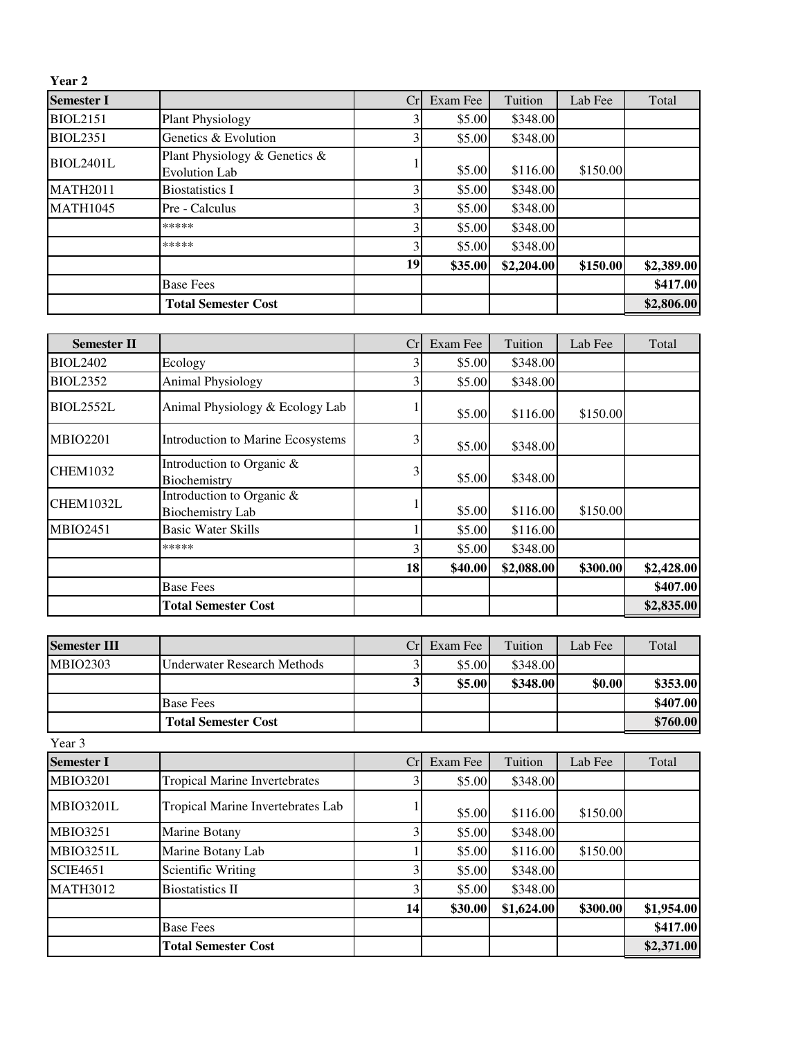**Year 2**

| Semester I | | Cr | Exam Fee | Tuition | Lab Fee | Total |
|---|---|---|---|---|---|---|
| BIOL2151 | Plant Physiology | 3 | $5.00 | $348.00 | | |
| BIOL2351 | Genetics & Evolution | 3 | $5.00 | $348.00 | | |
| BIOL2401L | Plant Physiology & Genetics & Evolution Lab | 1 | $5.00 | $116.00 | $150.00 | |
| MATH2011 | Biostatistics I | 3 | $5.00 | $348.00 | | |
| MATH1045 | Pre - Calculus | 3 | $5.00 | $348.00 | | |
| | ***** | 3 | $5.00 | $348.00 | | |
| | ***** | 3 | $5.00 | $348.00 | | |
| | | **19** | **$35.00** | **$2,204.00** | **$150.00** | **$2,389.00** |
| | Base Fees | | | | | **$417.00** |
| | **Total Semester Cost** | | | | | **$2,806.00** |

| Semester II | | Cr | Exam Fee | Tuition | Lab Fee | Total |
|---|---|---|---|---|---|---|
| BIOL2402 | Ecology | 3 | $5.00 | $348.00 | | |
| BIOL2352 | Animal Physiology | 3 | $5.00 | $348.00 | | |
| BIOL2552L | Animal Physiology & Ecology Lab | 1 | $5.00 | $116.00 | $150.00 | |
| MBIO2201 | Introduction to Marine Ecosystems | 3 | $5.00 | $348.00 | | |
| CHEM1032 | Introduction to Organic & Biochemistry | 3 | $5.00 | $348.00 | | |
| CHEM1032L | Introduction to Organic & Biochemistry Lab | 1 | $5.00 | $116.00 | $150.00 | |
| MBIO2451 | Basic Water Skills | 1 | $5.00 | $116.00 | | |
| | ***** | 3 | $5.00 | $348.00 | | |
| | | **18** | **$40.00** | **$2,088.00** | **$300.00** | **$2,428.00** |
| | Base Fees | | | | | **$407.00** |
| | **Total Semester Cost** | | | | | **$2,835.00** |

| Semester III | | Cr | Exam Fee | Tuition | Lab Fee | Total |
|---|---|---|---|---|---|---|
| MBIO2303 | Underwater Research Methods | 3 | $5.00 | $348.00 | | |
| | | **3** | **$5.00** | **$348.00** | **$0.00** | **$353.00** |
| | Base Fees | | | | | **$407.00** |
| | **Total Semester Cost** | | | | | **$760.00** |

Year 3

| Semester I | | Cr | Exam Fee | Tuition | Lab Fee | Total |
|---|---|---|---|---|---|---|
| MBIO3201 | Tropical Marine Invertebrates | 3 | $5.00 | $348.00 | | |
| MBIO3201L | Tropical Marine Invertebrates Lab | 1 | $5.00 | $116.00 | $150.00 | |
| MBIO3251 | Marine Botany | 3 | $5.00 | $348.00 | | |
| MBIO3251L | Marine Botany Lab | 1 | $5.00 | $116.00 | $150.00 | |
| SCIE4651 | Scientific Writing | 3 | $5.00 | $348.00 | | |
| MATH3012 | Biostatistics II | 3 | $5.00 | $348.00 | | |
| | | **14** | **$30.00** | **$1,624.00** | **$300.00** | **$1,954.00** |
| | Base Fees | | | | | **$417.00** |
| | **Total Semester Cost** | | | | | **$2,371.00** |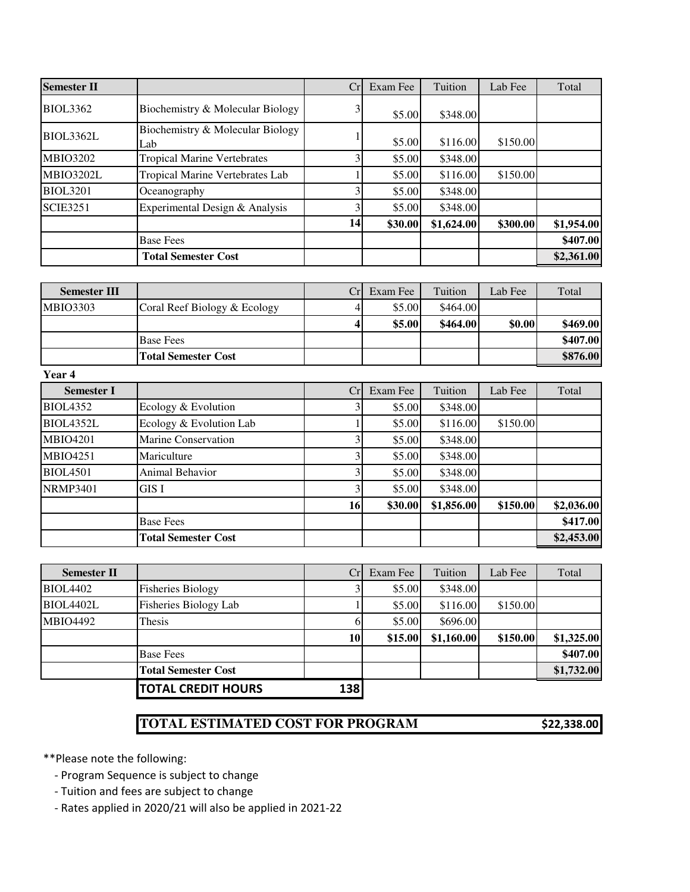| Semester II | | Cr | Exam Fee | Tuition | Lab Fee | Total |
|---|---|---|---|---|---|---|
| BIOL3362 | Biochemistry & Molecular Biology | 3 | $5.00 | $348.00 | | |
| BIOL3362L | Biochemistry & Molecular Biology Lab | 1 | $5.00 | $116.00 | $150.00 | |
| MBIO3202 | Tropical Marine Vertebrates | 3 | $5.00 | $348.00 | | |
| MBIO3202L | Tropical Marine Vertebrates Lab | 1 | $5.00 | $116.00 | $150.00 | |
| BIOL3201 | Oceanography | 3 | $5.00 | $348.00 | | |
| SCIE3251 | Experimental Design & Analysis | 3 | $5.00 | $348.00 | | |
| | | **14** | **$30.00** | **$1,624.00** | **$300.00** | **$1,954.00** |
| | Base Fees | | | | | **$407.00** |
| | **Total Semester Cost** | | | | | **$2,361.00** |

| Semester III | | Cr | Exam Fee | Tuition | Lab Fee | Total |
|---|---|---|---|---|---|---|
| MBIO3303 | Coral Reef Biology & Ecology | 4 | $5.00 | $464.00 | | |
| | | **4** | **$5.00** | **$464.00** | **$0.00** | **$469.00** |
| | Base Fees | | | | | **$407.00** |
| | **Total Semester Cost** | | | | | **$876.00** |

**Year 4**

| Semester I | | Cr | Exam Fee | Tuition | Lab Fee | Total |
|---|---|---|---|---|---|---|
| BIOL4352 | Ecology & Evolution | 3 | $5.00 | $348.00 | | |
| BIOL4352L | Ecology & Evolution Lab | 1 | $5.00 | $116.00 | $150.00 | |
| MBIO4201 | Marine Conservation | 3 | $5.00 | $348.00 | | |
| MBIO4251 | Mariculture | 3 | $5.00 | $348.00 | | |
| BIOL4501 | Animal Behavior | 3 | $5.00 | $348.00 | | |
| NRMP3401 | GIS I | 3 | $5.00 | $348.00 | | |
| | | **16** | **$30.00** | **$1,856.00** | **$150.00** | **$2,036.00** |
| | Base Fees | | | | | **$417.00** |
| | **Total Semester Cost** | | | | | **$2,453.00** |

| Semester II | | Cr | Exam Fee | Tuition | Lab Fee | Total |
|---|---|---|---|---|---|---|
| BIOL4402 | Fisheries Biology | 3 | $5.00 | $348.00 | | |
| BIOL4402L | Fisheries Biology Lab | 1 | $5.00 | $116.00 | $150.00 | |
| MBIO4492 | Thesis | 6 | $5.00 | $696.00 | | |
| | | **10** | **$15.00** | **$1,160.00** | **$150.00** | **$1,325.00** |
| | Base Fees | | | | | **$407.00** |
| | **Total Semester Cost** | | | | | **$1,732.00** |
| | **TOTAL CREDIT HOURS** | **138** | | | | |

**TOTAL ESTIMATED COST FOR PROGRAM** **$22,338.00**

**Please note the following:

- Program Sequence is subject to change
- Tuition and fees are subject to change
- Rates applied in 2020/21 will also be applied in 2021-22